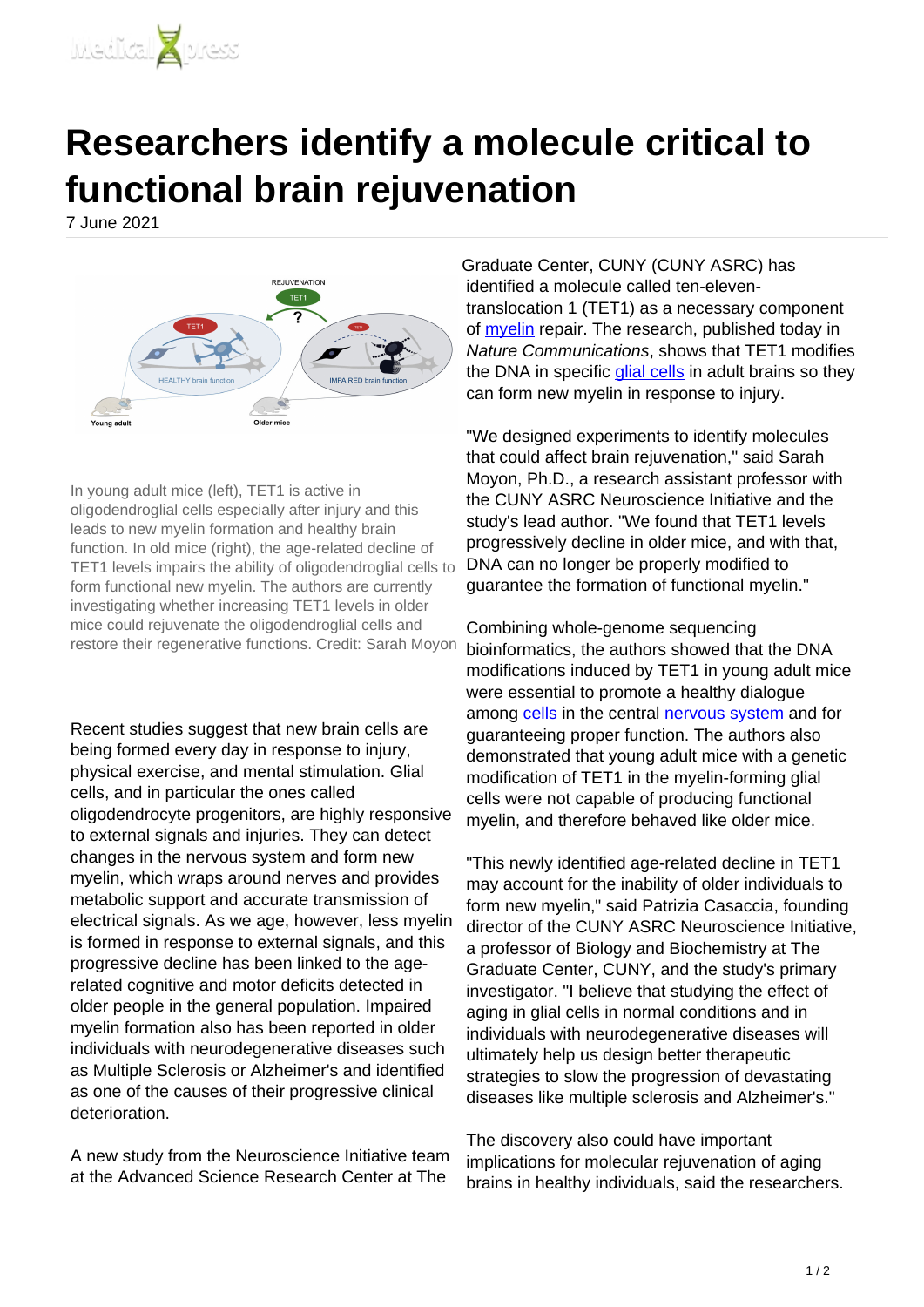# Researchers identify a molecule critical to functional brain rejuvenation

7 June 2021

In young adult mice (left), TET1 is active in oligodendroglial cells especially after injury and this leads to new myelin formation and healthy brain function. In old mice (right), the age-related decline of TET1 levels impairs the ability of oligodendroglial cells to form functional new myelin. The authors are currently investigating whether increasing TET1 levels in older mice could rejuvenate the oligodendroglial cells and restore their regenerative functions. Credit: Sarah Moyon

Recent studies suggest that new brain cells are being formed every day in response to injury, physical exercise, and mental stimulation. Glial cells, and in particular the ones called oligodendrocyte progenitors, are highly responsive to external signals and injuries. They can detect changes in the nervous system and form new myelin, which wraps around nerves and provides metabolic support and accurate transmission of electrical signals. As we age, however, less myelin is formed in response to external signals, and this progressive decline has been linked to the age-related cognitive and motor deficits detected in older people in the general population. Impaired myelin formation also has been reported in older individuals with neurodegenerative diseases such as Multiple Sclerosis or Alzheimer's and identified as one of the causes of their progressive clinical deterioration.

A new study from the Neuroscience Initiative team at the Advanced Science Research Center at The Graduate Center, CUNY (CUNY ASRC) has identified a molecule called ten-eleven-translocation 1 (TET1) as a necessary component of myelin repair. The research, published today in *Nature Communications*, shows that TET1 modifies the DNA in specific glial cells in adult brains so they can form new myelin in response to injury.

"We designed experiments to identify molecules that could affect brain rejuvenation," said Sarah Moyon, Ph.D., a research assistant professor with the CUNY ASRC Neuroscience Initiative and the study's lead author. "We found that TET1 levels progressively decline in older mice, and with that, DNA can no longer be properly modified to guarantee the formation of functional myelin."

Combining whole-genome sequencing bioinformatics, the authors showed that the DNA modifications induced by TET1 in young adult mice were essential to promote a healthy dialogue among cells in the central nervous system and for guaranteeing proper function. The authors also demonstrated that young adult mice with a genetic modification of TET1 in the myelin-forming glial cells were not capable of producing functional myelin, and therefore behaved like older mice.

"This newly identified age-related decline in TET1 may account for the inability of older individuals to form new myelin," said Patrizia Casaccia, founding director of the CUNY ASRC Neuroscience Initiative, a professor of Biology and Biochemistry at The Graduate Center, CUNY, and the study's primary investigator. "I believe that studying the effect of aging in glial cells in normal conditions and in individuals with neurodegenerative diseases will ultimately help us design better therapeutic strategies to slow the progression of devastating diseases like multiple sclerosis and Alzheimer's."

The discovery also could have important implications for molecular rejuvenation of aging brains in healthy individuals, said the researchers.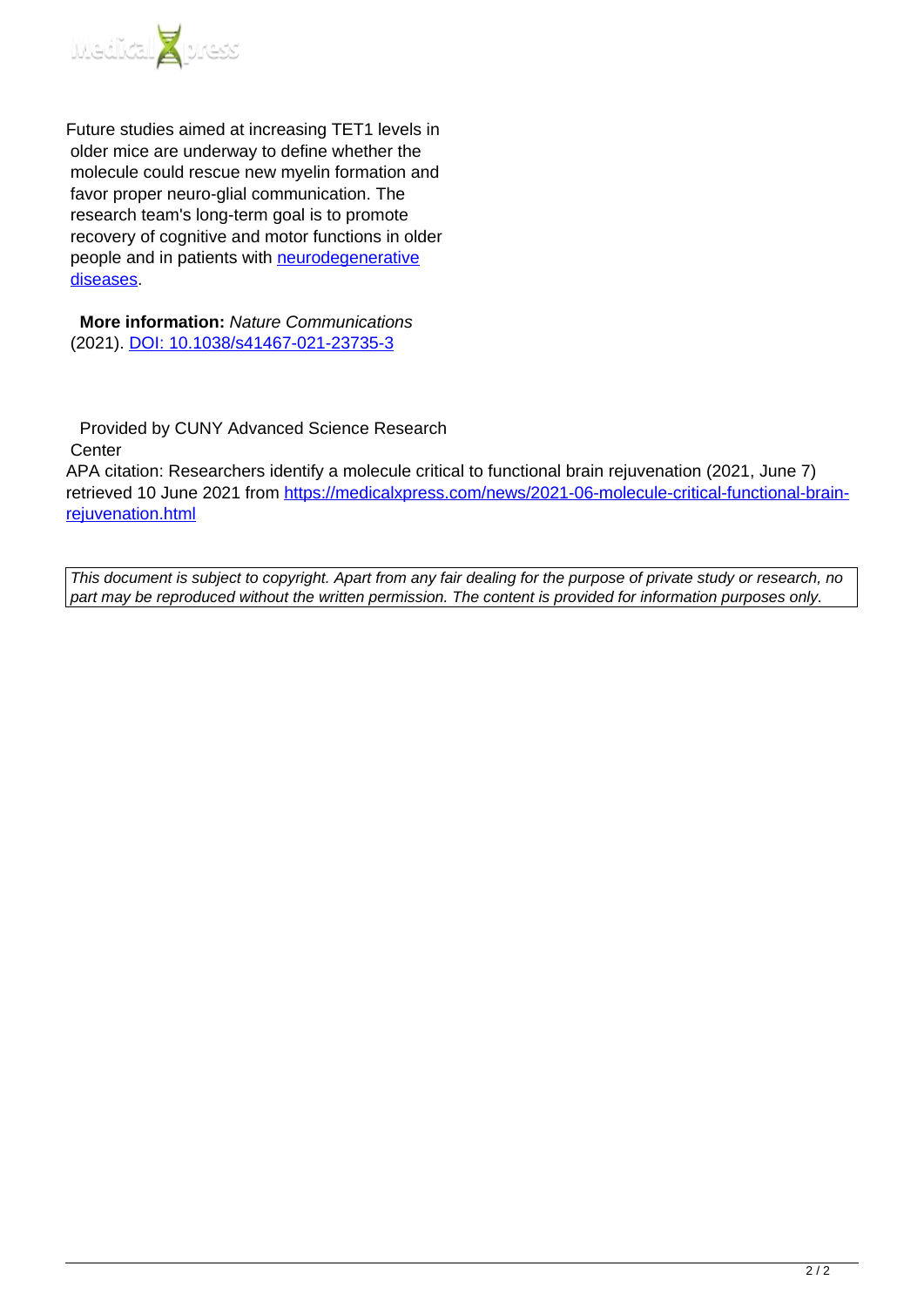Future studies aimed at increasing TET1 levels in older mice are underway to define whether the molecule could rescue new myelin formation and favor proper neuro-glial communication. The research team's long-term goal is to promote recovery of cognitive and motor functions in older people and in patients with neurodegenerative diseases.

**More information:** *Nature Communications* (2021). DOI: 10.1038/s41467-021-23735-3

Provided by CUNY Advanced Science Research Center

APA citation: Researchers identify a molecule critical to functional brain rejuvenation (2021, June 7) retrieved 10 June 2021 from https://medicalxpress.com/news/2021-06-molecule-critical-functional-brain-rejuvenation.html

*This document is subject to copyright. Apart from any fair dealing for the purpose of private study or research, no part may be reproduced without the written permission. The content is provided for information purposes only.*